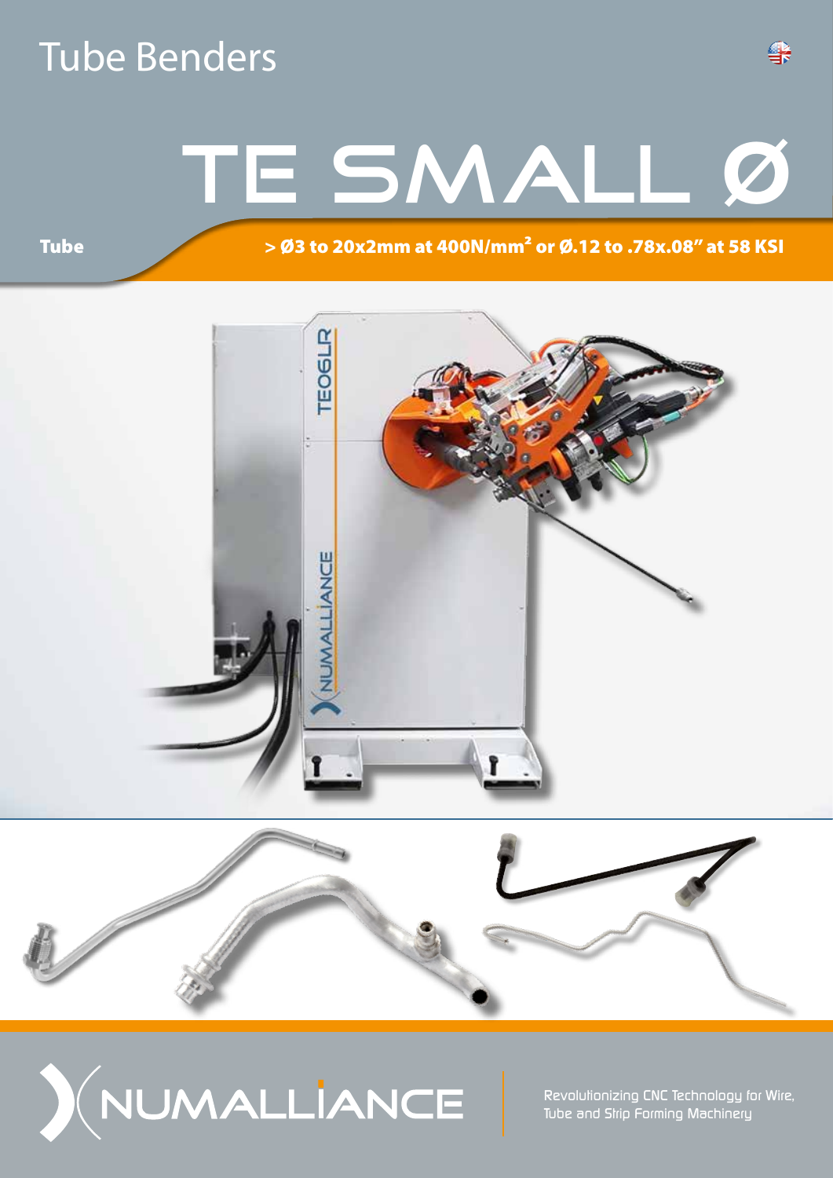# Tube Benders

# TE SMALL Ø

**Tube** **> Ø3 to 20x2mm at 400N/mm² or Ø.12 to .78x.08" at 58 KSI**

NUMALLIANCE

Revolutionizing CNC Technology for Wire, Tube and Strip Forming Machinery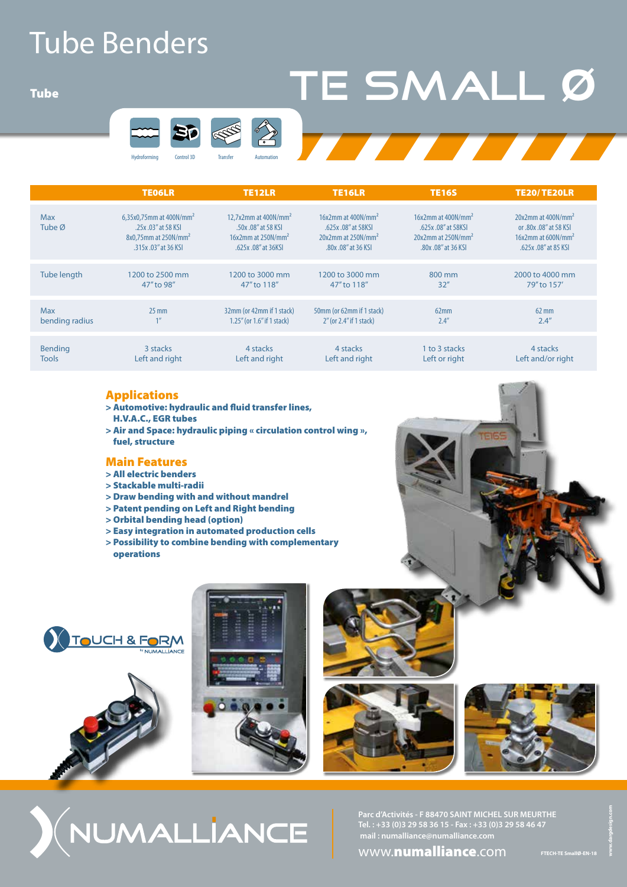# Tube Benders

**Tube**

# TE SMALL Ø

Hydroforming Control 3D Transfer Automation

| | TE06LR | TE12LR | TE16LR | TE16S | TE20/ TE20LR |
|---|---|---|---|---|---|
| Max Tube Ø | 6,35x0,75mm at 400N/mm$^2$ .25x .03" at 58 KSI 8x0,75mm at 250N/mm$^2$ .315x .03" at 36 KSI | 12,7x2mm at 400N/mm$^2$ .50x .08" at 58 KSI 16x2mm at 250N/mm$^2$ .625x .08" at 36KSI | 16x2mm at 400N/mm$^2$ .625x .08" at 58KSI 20x2mm at 250N/mm$^2$ .80x .08" at 36 KSI | 16x2mm at 400N/mm$^2$ .625x .08" at 58KSI 20x2mm at 250N/mm$^2$ .80x .08" at 36 KSI | 20x2mm at 400N/mm$^2$ or .80x .08" at 58 KSI 16x2mm at 600N/mm$^2$ .625x .08" at 85 KSI |
| Tube length | 1200 to 2500 mm 47" to 98" | 1200 to 3000 mm 47" to 118" | 1200 to 3000 mm 47" to 118" | 800 mm 32" | 2000 to 4000 mm 79" to 157' |
| Max bending radius | 25 mm 1" | 32mm (or 42mm if 1 stack) 1.25" (or 1.6" if 1 stack) | 50mm (or 62mm if 1 stack) 2" (or 2.4" if 1 stack) | 62mm 2.4" | 62 mm 2.4" |
| Bending Tools | 3 stacks Left and right | 4 stacks Left and right | 4 stacks Left and right | 1 to 3 stacks Left or right | 4 stacks Left and/or right |

## Applications

- **> Automotive: hydraulic and fluid transfer lines, H.V.A.C., EGR tubes**
- **> Air and Space: hydraulic piping « circulation control wing », fuel, structure**

## Main Features

- **> All electric benders**
- **> Stackable multi-radii**
- **> Draw bending with and without mandrel**
- **> Patent pending on Left and Right bending**
- **> Orbital bending head (option)**
- **> Easy integration in automated production cells**
- **> Possibility to combine bending with complementary operations**

TOUCH & FORM by NUMALLIANCE

NUMALLIANCE

Parc d'Activités - F 88470 SAINT MICHEL SUR MEURTHE
Tel. : +33 (0)3 29 58 36 15 - Fax : +33 (0)3 29 58 46 47
mail : numalliance@numalliance.com

www.**numalliance**.com

FTECH-TE SmallØ-EN-18